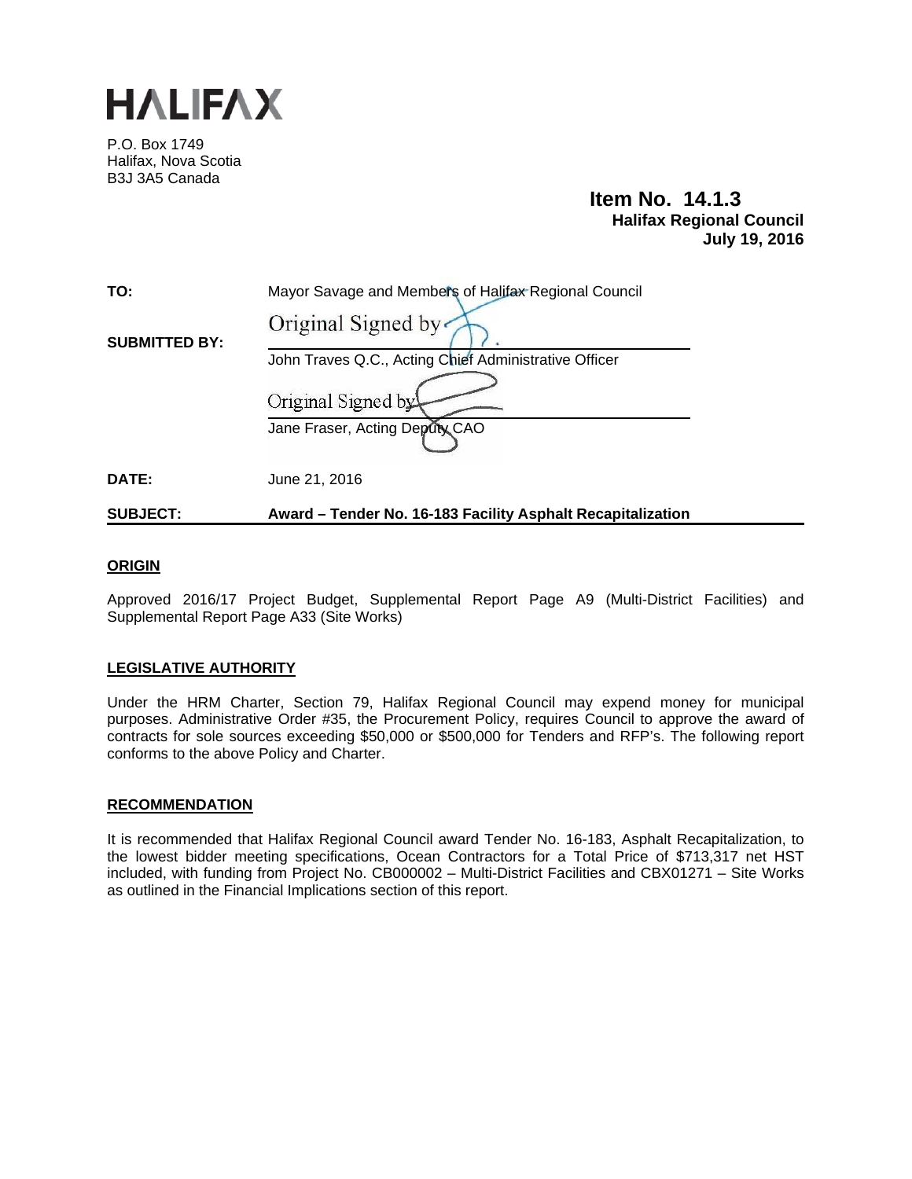# HALIFAX

P.O. Box 1749
Halifax, Nova Scotia
B3J 3A5 Canada

**Item No. 14.1.3**
**Halifax Regional Council**
**July 19, 2016**

| | |
|---|---|
| **TO:** | Mayor Savage and Members of Halifax Regional Council |
| **SUBMITTED BY:** | Original Signed by<br>John Traves Q.C., Acting Chief Administrative Officer<br><br>Original Signed by<br>Jane Fraser, Acting Deputy CAO |
| **DATE:** | June 21, 2016 |
| **SUBJECT:** | **Award – Tender No. 16-183 Facility Asphalt Recapitalization** |

## ORIGIN

Approved 2016/17 Project Budget, Supplemental Report Page A9 (Multi-District Facilities) and Supplemental Report Page A33 (Site Works)

## LEGISLATIVE AUTHORITY

Under the HRM Charter, Section 79, Halifax Regional Council may expend money for municipal purposes. Administrative Order #35, the Procurement Policy, requires Council to approve the award of contracts for sole sources exceeding $50,000 or $500,000 for Tenders and RFP's. The following report conforms to the above Policy and Charter.

## RECOMMENDATION

It is recommended that Halifax Regional Council award Tender No. 16-183, Asphalt Recapitalization, to the lowest bidder meeting specifications, Ocean Contractors for a Total Price of $713,317 net HST included, with funding from Project No. CB000002 – Multi-District Facilities and CBX01271 – Site Works as outlined in the Financial Implications section of this report.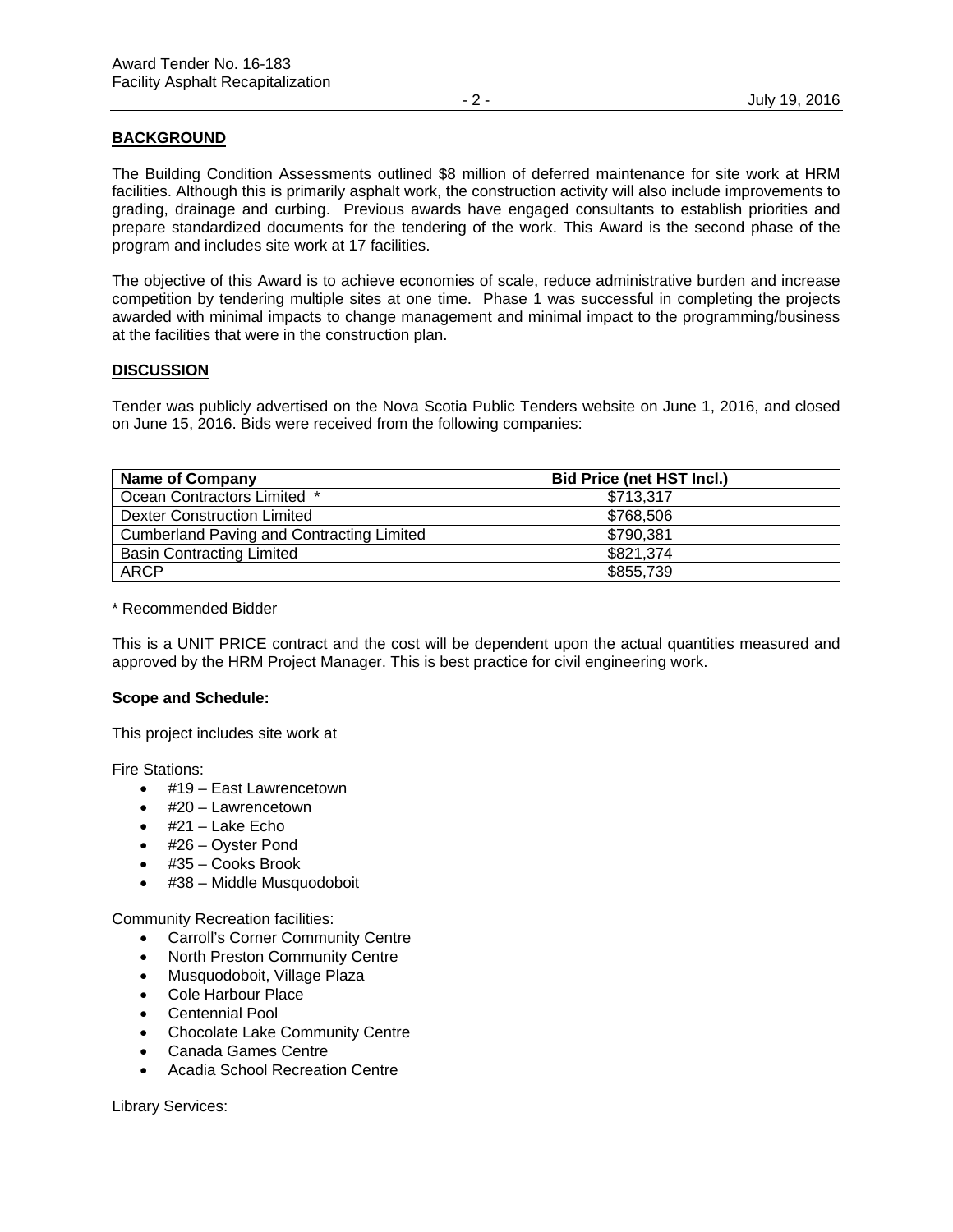## BACKGROUND

The Building Condition Assessments outlined $8 million of deferred maintenance for site work at HRM facilities. Although this is primarily asphalt work, the construction activity will also include improvements to grading, drainage and curbing. Previous awards have engaged consultants to establish priorities and prepare standardized documents for the tendering of the work. This Award is the second phase of the program and includes site work at 17 facilities.

The objective of this Award is to achieve economies of scale, reduce administrative burden and increase competition by tendering multiple sites at one time. Phase 1 was successful in completing the projects awarded with minimal impacts to change management and minimal impact to the programming/business at the facilities that were in the construction plan.

## DISCUSSION

Tender was publicly advertised on the Nova Scotia Public Tenders website on June 1, 2016, and closed on June 15, 2016. Bids were received from the following companies:

| Name of Company | Bid Price (net HST Incl.) |
|---|---|
| Ocean Contractors Limited * | $713,317 |
| Dexter Construction Limited | $768,506 |
| Cumberland Paving and Contracting Limited | $790,381 |
| Basin Contracting Limited | $821,374 |
| ARCP | $855,739 |

\* Recommended Bidder

This is a UNIT PRICE contract and the cost will be dependent upon the actual quantities measured and approved by the HRM Project Manager. This is best practice for civil engineering work.

**Scope and Schedule:**

This project includes site work at

Fire Stations:

- #19 – East Lawrencetown
- #20 – Lawrencetown
- #21 – Lake Echo
- #26 – Oyster Pond
- #35 – Cooks Brook
- #38 – Middle Musquodoboit

Community Recreation facilities:

- Carroll's Corner Community Centre
- North Preston Community Centre
- Musquodoboit, Village Plaza
- Cole Harbour Place
- Centennial Pool
- Chocolate Lake Community Centre
- Canada Games Centre
- Acadia School Recreation Centre

Library Services: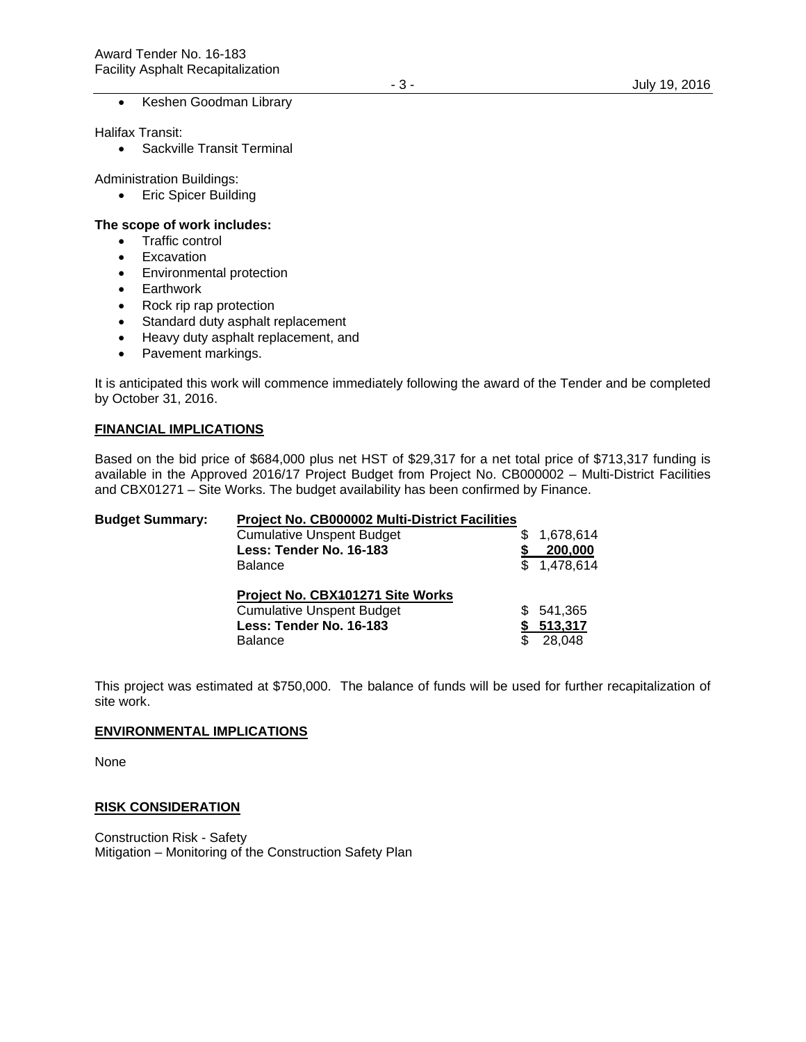- Keshen Goodman Library

Halifax Transit:

- Sackville Transit Terminal

Administration Buildings:

- Eric Spicer Building

**The scope of work includes:**

- Traffic control
- Excavation
- Environmental protection
- Earthwork
- Rock rip rap protection
- Standard duty asphalt replacement
- Heavy duty asphalt replacement, and
- Pavement markings.

It is anticipated this work will commence immediately following the award of the Tender and be completed by October 31, 2016.

## FINANCIAL IMPLICATIONS

Based on the bid price of $684,000 plus net HST of $29,317 for a net total price of $713,317 funding is available in the Approved 2016/17 Project Budget from Project No. CB000002 – Multi-District Facilities and CBX01271 – Site Works. The budget availability has been confirmed by Finance.

| **Budget Summary:** | **Project No. CB000002 Multi-District Facilities** | |
|---|---|---|
| | Cumulative Unspent Budget | $ 1,678,614 |
| | **Less: Tender No. 16-183** | **$ 200,000** |
| | Balance | $ 1,478,614 |
| | | |
| | **Project No. CBX~~1~~01271 Site Works** | |
| | Cumulative Unspent Budget | $ 541,365 |
| | **Less: Tender No. 16-183** | **$ 513,317** |
| | Balance | $ 28,048 |

This project was estimated at $750,000. The balance of funds will be used for further recapitalization of site work.

## ENVIRONMENTAL IMPLICATIONS

None

## RISK CONSIDERATION

Construction Risk - Safety
Mitigation – Monitoring of the Construction Safety Plan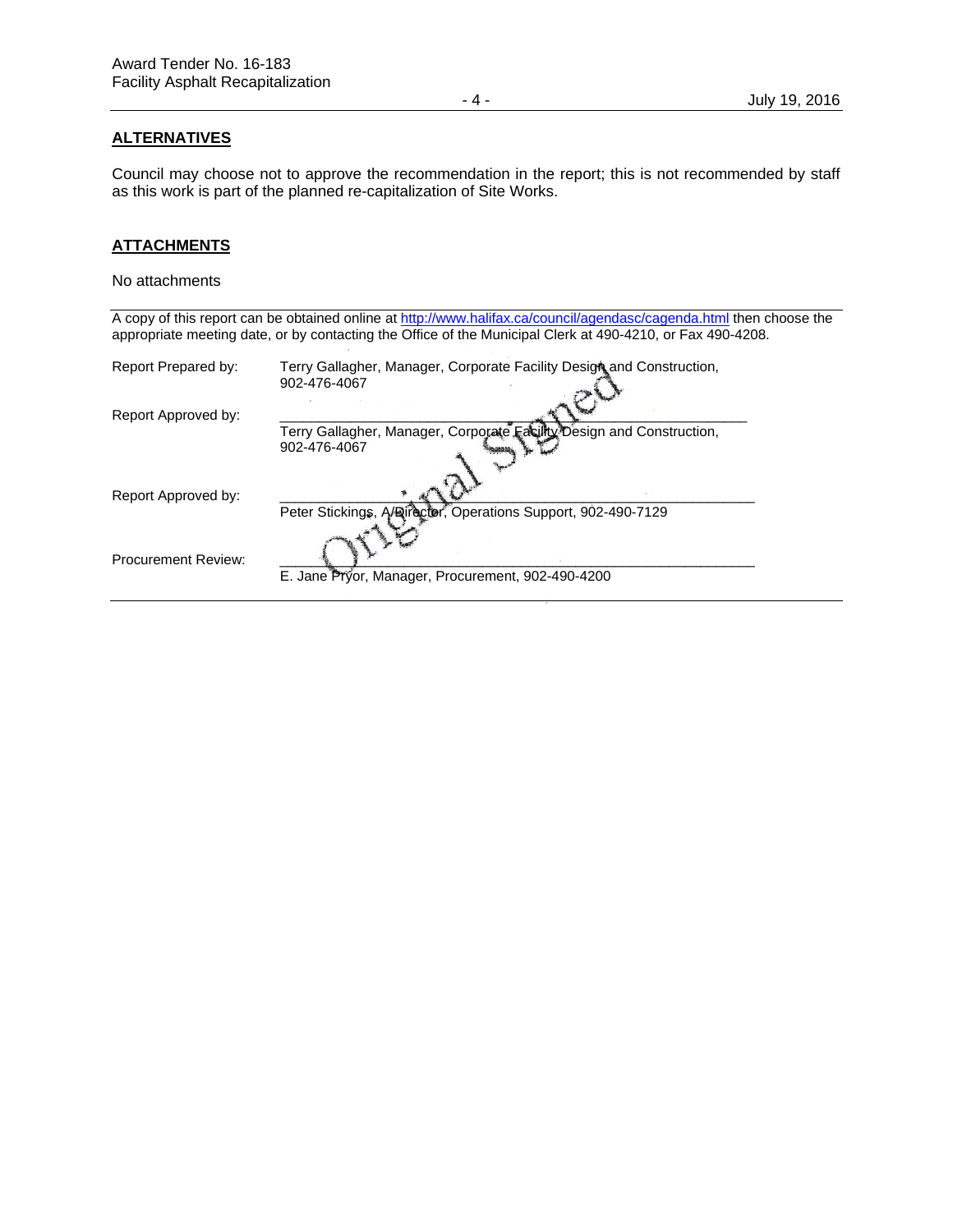## ALTERNATIVES

Council may choose not to approve the recommendation in the report; this is not recommended by staff as this work is part of the planned re-capitalization of Site Works.

## ATTACHMENTS

No attachments

---

A copy of this report can be obtained online at http://www.halifax.ca/council/agendasc/cagenda.html then choose the appropriate meeting date, or by contacting the Office of the Municipal Clerk at 490-4210, or Fax 490-4208.

| | |
|---|---|
| Report Prepared by: | Terry Gallagher, Manager, Corporate Facility Design and Construction, 902-476-4067 |
| Report Approved by: | Terry Gallagher, Manager, Corporate Facility Design and Construction, 902-476-4067 |
| Report Approved by: | Peter Stickings, A/Director, Operations Support, 902-490-7129 |
| Procurement Review: | E. Jane Pryor, Manager, Procurement, 902-490-4200 |

Original Signed